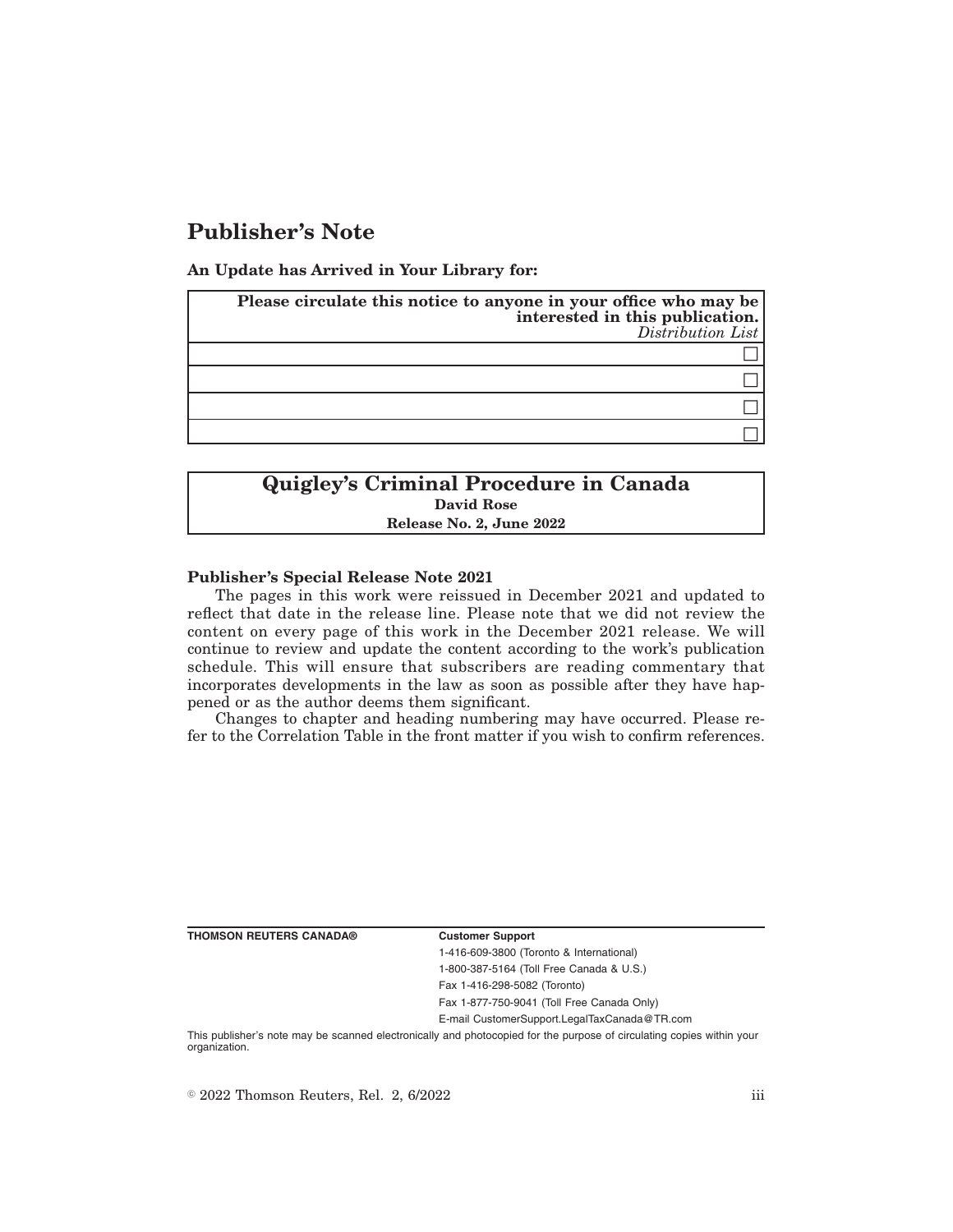# Publisher's Note

**An Update has Arrived in Your Library for:**

| **Please circulate this notice to anyone in your office who may be interested in this publication.** *Distribution List* |
| --- |
| ☐ |
| ☐ |
| ☐ |
| ☐ |

| **Quigley's Criminal Procedure in Canada** |
| --- |
| **David Rose** |
| **Release No. 2, June 2022** |

**Publisher's Special Release Note 2021**

The pages in this work were reissued in December 2021 and updated to reflect that date in the release line. Please note that we did not review the content on every page of this work in the December 2021 release. We will continue to review and update the content according to the work's publication schedule. This will ensure that subscribers are reading commentary that incorporates developments in the law as soon as possible after they have happened or as the author deems them significant.

Changes to chapter and heading numbering may have occurred. Please refer to the Correlation Table in the front matter if you wish to confirm references.

**THOMSON REUTERS CANADA®**

**Customer Support**
1-416-609-3800 (Toronto & International)
1-800-387-5164 (Toll Free Canada & U.S.)
Fax 1-416-298-5082 (Toronto)
Fax 1-877-750-9041 (Toll Free Canada Only)
E-mail CustomerSupport.LegalTaxCanada@TR.com

This publisher's note may be scanned electronically and photocopied for the purpose of circulating copies within your organization.

© 2022 Thomson Reuters, Rel. 2, 6/2022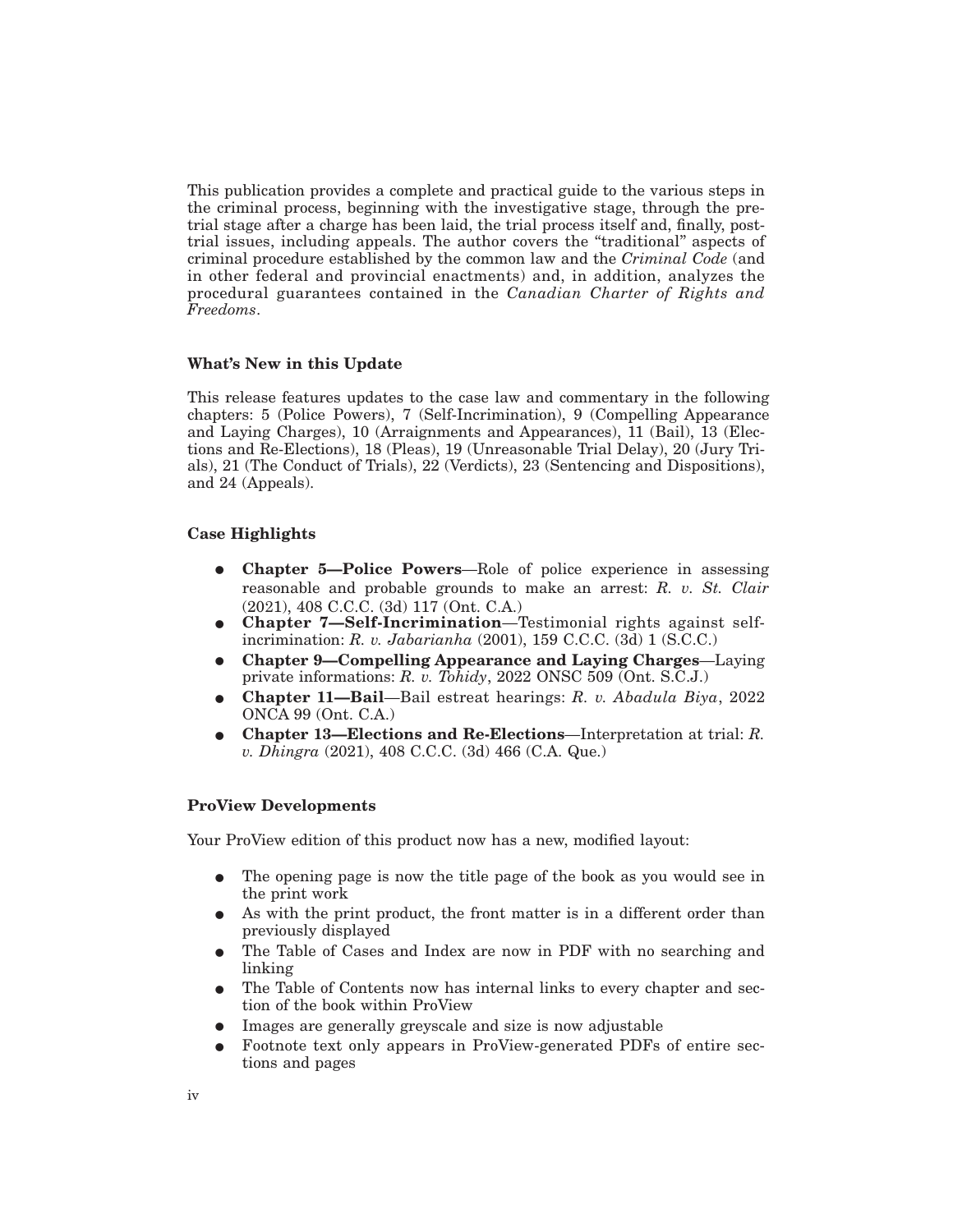This publication provides a complete and practical guide to the various steps in the criminal process, beginning with the investigative stage, through the pre-trial stage after a charge has been laid, the trial process itself and, finally, post-trial issues, including appeals. The author covers the "traditional" aspects of criminal procedure established by the common law and the *Criminal Code* (and in other federal and provincial enactments) and, in addition, analyzes the procedural guarantees contained in the *Canadian Charter of Rights and Freedoms*.

### What's New in this Update

This release features updates to the case law and commentary in the following chapters: 5 (Police Powers), 7 (Self-Incrimination), 9 (Compelling Appearance and Laying Charges), 10 (Arraignments and Appearances), 11 (Bail), 13 (Elections and Re-Elections), 18 (Pleas), 19 (Unreasonable Trial Delay), 20 (Jury Trials), 21 (The Conduct of Trials), 22 (Verdicts), 23 (Sentencing and Dispositions), and 24 (Appeals).

### Case Highlights

- **Chapter 5—Police Powers**—Role of police experience in assessing reasonable and probable grounds to make an arrest: *R. v. St. Clair* (2021), 408 C.C.C. (3d) 117 (Ont. C.A.)
- **Chapter 7—Self-Incrimination**—Testimonial rights against self-incrimination: *R. v. Jabarianha* (2001), 159 C.C.C. (3d) 1 (S.C.C.)
- **Chapter 9—Compelling Appearance and Laying Charges**—Laying private informations: *R. v. Tohidy*, 2022 ONSC 509 (Ont. S.C.J.)
- **Chapter 11—Bail**—Bail estreat hearings: *R. v. Abadula Biya*, 2022 ONCA 99 (Ont. C.A.)
- **Chapter 13—Elections and Re-Elections**—Interpretation at trial: *R. v. Dhingra* (2021), 408 C.C.C. (3d) 466 (C.A. Que.)

### ProView Developments

Your ProView edition of this product now has a new, modified layout:

- The opening page is now the title page of the book as you would see in the print work
- As with the print product, the front matter is in a different order than previously displayed
- The Table of Cases and Index are now in PDF with no searching and linking
- The Table of Contents now has internal links to every chapter and section of the book within ProView
- Images are generally greyscale and size is now adjustable
- Footnote text only appears in ProView-generated PDFs of entire sections and pages